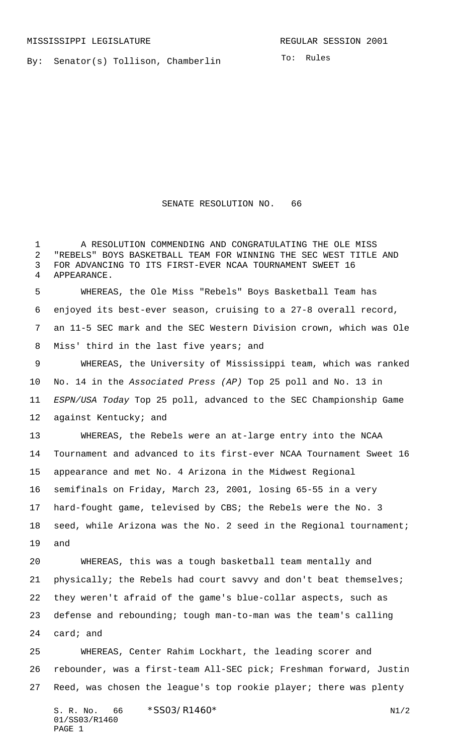MISSISSIPPI LEGISLATURE REGULAR SESSION 2001

By: Senator(s) Tollison, Chamberlin

To: Rules

# SENATE RESOLUTION NO. 66

A RESOLUTION COMMENDING AND CONGRATULATING THE OLE MISS "REBELS" BOYS BASKETBALL TEAM FOR WINNING THE SEC WEST TITLE AND FOR ADVANCING TO ITS FIRST-EVER NCAA TOURNAMENT SWEET 16 APPEARANCE.

WHEREAS, the Ole Miss "Rebels" Boys Basketball Team has enjoyed its best-ever season, cruising to a 27-8 overall record, an 11-5 SEC mark and the SEC Western Division crown, which was Ole Miss' third in the last five years; and

WHEREAS, the University of Mississippi team, which was ranked No. 14 in the *Associated Press (AP)* Top 25 poll and No. 13 in *ESPN/USA Today* Top 25 poll, advanced to the SEC Championship Game against Kentucky; and

WHEREAS, the Rebels were an at-large entry into the NCAA Tournament and advanced to its first-ever NCAA Tournament Sweet 16 appearance and met No. 4 Arizona in the Midwest Regional semifinals on Friday, March 23, 2001, losing 65-55 in a very hard-fought game, televised by CBS; the Rebels were the No. 3 seed, while Arizona was the No. 2 seed in the Regional tournament; and

WHEREAS, this was a tough basketball team mentally and physically; the Rebels had court savvy and don't beat themselves; they weren't afraid of the game's blue-collar aspects, such as defense and rebounding; tough man-to-man was the team's calling card; and

WHEREAS, Center Rahim Lockhart, the leading scorer and rebounder, was a first-team All-SEC pick; Freshman forward, Justin Reed, was chosen the league's top rookie player; there was plenty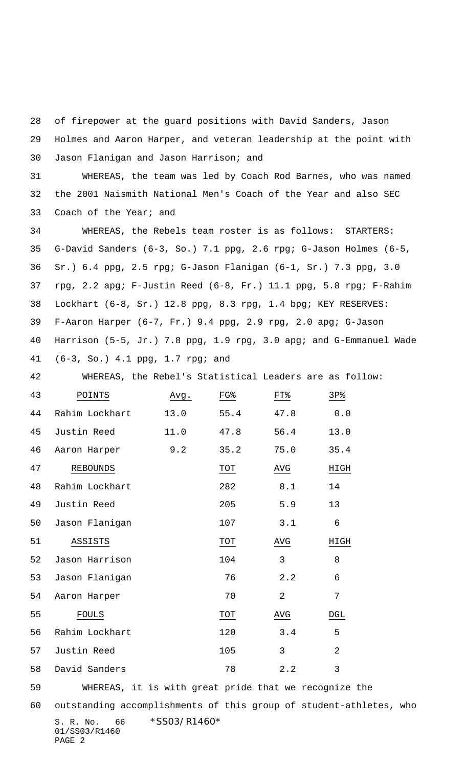of firepower at the guard positions with David Sanders, Jason Holmes and Aaron Harper, and veteran leadership at the point with Jason Flanigan and Jason Harrison; and

WHEREAS, the team was led by Coach Rod Barnes, who was named the 2001 Naismith National Men's Coach of the Year and also SEC Coach of the Year; and

WHEREAS, the Rebels team roster is as follows: STARTERS: G-David Sanders (6-3, So.) 7.1 ppg, 2.6 rpg; G-Jason Holmes (6-5, Sr.) 6.4 ppg, 2.5 rpg; G-Jason Flanigan (6-1, Sr.) 7.3 ppg, 3.0 rpg, 2.2 apg; F-Justin Reed (6-8, Fr.) 11.1 ppg, 5.8 rpg; F-Rahim Lockhart (6-8, Sr.) 12.8 ppg, 8.3 rpg, 1.4 bpg; KEY RESERVES: F-Aaron Harper (6-7, Fr.) 9.4 ppg, 2.9 rpg, 2.0 apg; G-Jason Harrison (5-5, Jr.) 7.8 ppg, 1.9 rpg, 3.0 apg; and G-Emmanuel Wade (6-3, So.) 4.1 ppg, 1.7 rpg; and

WHEREAS, the Rebel's Statistical Leaders are as follow:

| POINTS | Avg. | FG% | FT% | 3P% |
|---|---|---|---|---|
| Rahim Lockhart | 13.0 | 55.4 | 47.8 | 0.0 |
| Justin Reed | 11.0 | 47.8 | 56.4 | 13.0 |
| Aaron Harper | 9.2 | 35.2 | 75.0 | 35.4 |
| **REBOUNDS** | | **TOT** | **AVG** | **HIGH** |
| Rahim Lockhart | | 282 | 8.1 | 14 |
| Justin Reed | | 205 | 5.9 | 13 |
| Jason Flanigan | | 107 | 3.1 | 6 |
| **ASSISTS** | | **TOT** | **AVG** | **HIGH** |
| Jason Harrison | | 104 | 3 | 8 |
| Jason Flanigan | | 76 | 2.2 | 6 |
| Aaron Harper | | 70 | 2 | 7 |
| **FOULS** | | **TOT** | **AVG** | **DGL** |
| Rahim Lockhart | | 120 | 3.4 | 5 |
| Justin Reed | | 105 | 3 | 2 |
| David Sanders | | 78 | 2.2 | 3 |

WHEREAS, it is with great pride that we recognize the outstanding accomplishments of this group of student-athletes, who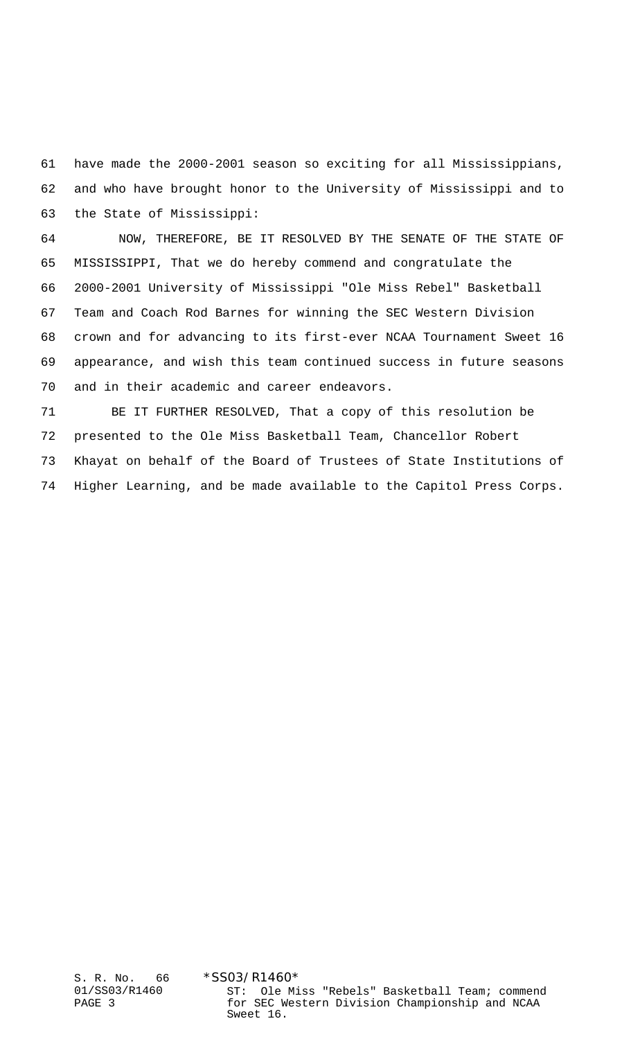have made the 2000-2001 season so exciting for all Mississippians, and who have brought honor to the University of Mississippi and to the State of Mississippi:

NOW, THEREFORE, BE IT RESOLVED BY THE SENATE OF THE STATE OF MISSISSIPPI, That we do hereby commend and congratulate the 2000-2001 University of Mississippi "Ole Miss Rebel" Basketball Team and Coach Rod Barnes for winning the SEC Western Division crown and for advancing to its first-ever NCAA Tournament Sweet 16 appearance, and wish this team continued success in future seasons and in their academic and career endeavors.

BE IT FURTHER RESOLVED, That a copy of this resolution be presented to the Ole Miss Basketball Team, Chancellor Robert Khayat on behalf of the Board of Trustees of State Institutions of Higher Learning, and be made available to the Capitol Press Corps.